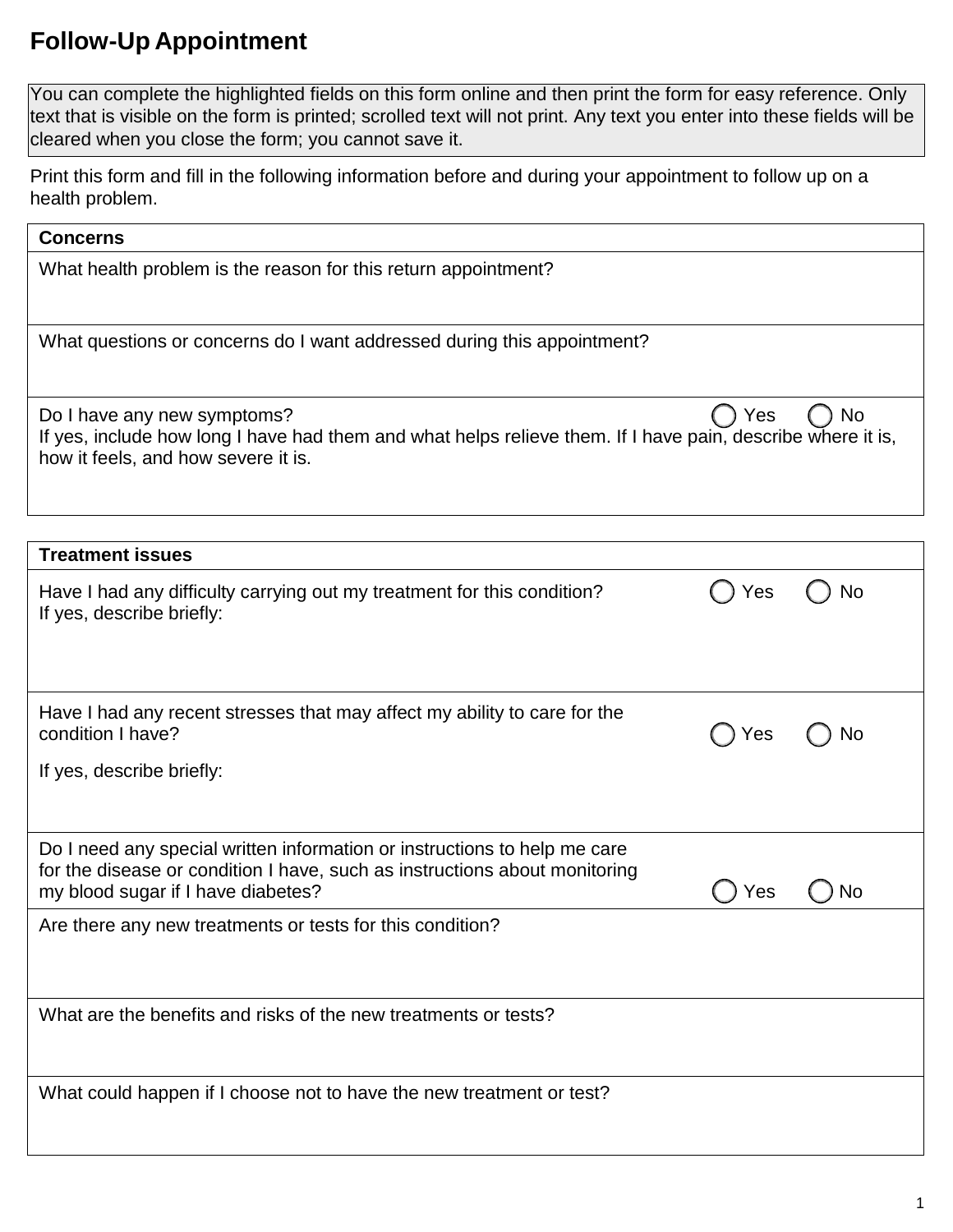# Follow-Up Appointment

You can complete the highlighted fields on this form online and then print the form for easy reference. Only text that is visible on the form is printed; scrolled text will not print. Any text you enter into these fields will be cleared when you close the form; you cannot save it.

Print this form and fill in the following information before and during your appointment to follow up on a health problem.

| **Concerns** |
| --- |
| What health problem is the reason for this return appointment? |
| What questions or concerns do I want addressed during this appointment? |
| Do I have any new symptoms? ◯ Yes ◯ No<br>If yes, include how long I have had them and what helps relieve them. If I have pain, describe where it is, how it feels, and how severe it is. |

| **Treatment issues** |
| --- |
| Have I had any difficulty carrying out my treatment for this condition? ◯ Yes ◯ No<br>If yes, describe briefly: |
| Have I had any recent stresses that may affect my ability to care for the condition I have? ◯ Yes ◯ No<br>If yes, describe briefly: |
| Do I need any special written information or instructions to help me care for the disease or condition I have, such as instructions about monitoring my blood sugar if I have diabetes? ◯ Yes ◯ No |
| Are there any new treatments or tests for this condition? |
| What are the benefits and risks of the new treatments or tests? |
| What could happen if I choose not to have the new treatment or test? |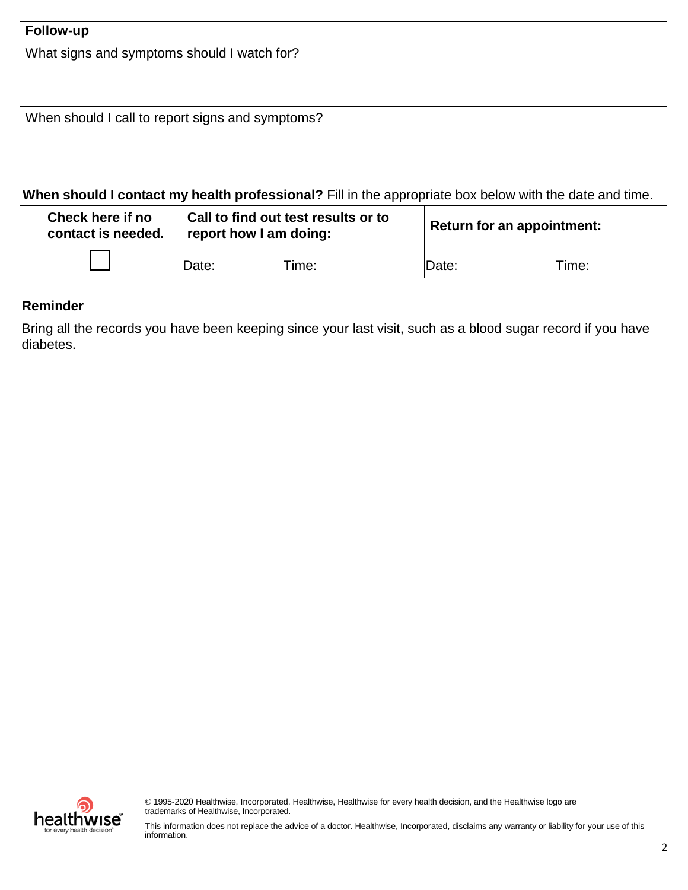| Follow-up |
| --- |
| What signs and symptoms should I watch for? |
| When should I call to report signs and symptoms? |

**When should I contact my health professional?** Fill in the appropriate box below with the date and time.

| Check here if no contact is needed. | Call to find out test results or to report how I am doing: | | Return for an appointment: | |
| --- | --- | --- | --- | --- |
| ☐ | Date: | Time: | Date: | Time: |

**Reminder**

Bring all the records you have been keeping since your last visit, such as a blood sugar record if you have diabetes.

© 1995-2020 Healthwise, Incorporated. Healthwise, Healthwise for every health decision, and the Healthwise logo are trademarks of Healthwise, Incorporated.

This information does not replace the advice of a doctor. Healthwise, Incorporated, disclaims any warranty or liability for your use of this information.